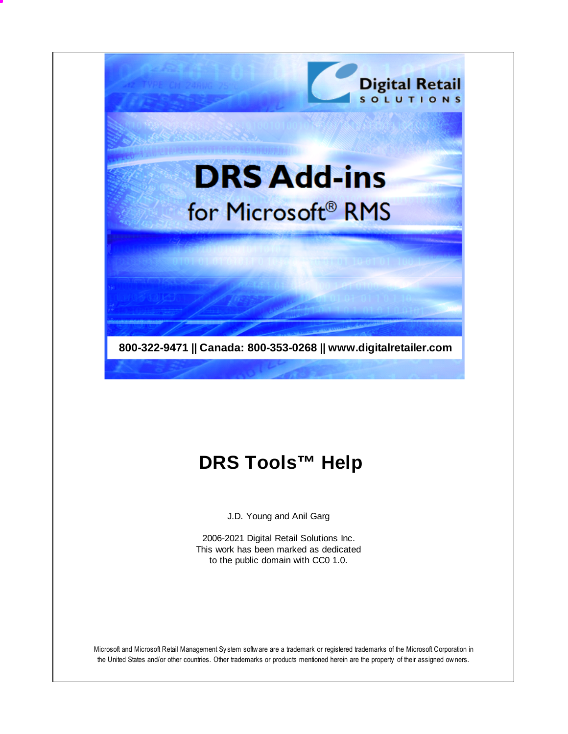Digital Retail SOLUTIONS

# DRS Add-ins

for Microsoft® RMS

**800-322-9471 || Canada: 800-353-0268 || www.digitalretailer.com**

# DRS Tools™ Help

J.D. Young and Anil Garg

2006-2021 Digital Retail Solutions Inc.
This work has been marked as dedicated
to the public domain with CC0 1.0.

Microsoft and Microsoft Retail Management System software are a trademark or registered trademarks of the Microsoft Corporation in the United States and/or other countries. Other trademarks or products mentioned herein are the property of their assigned owners.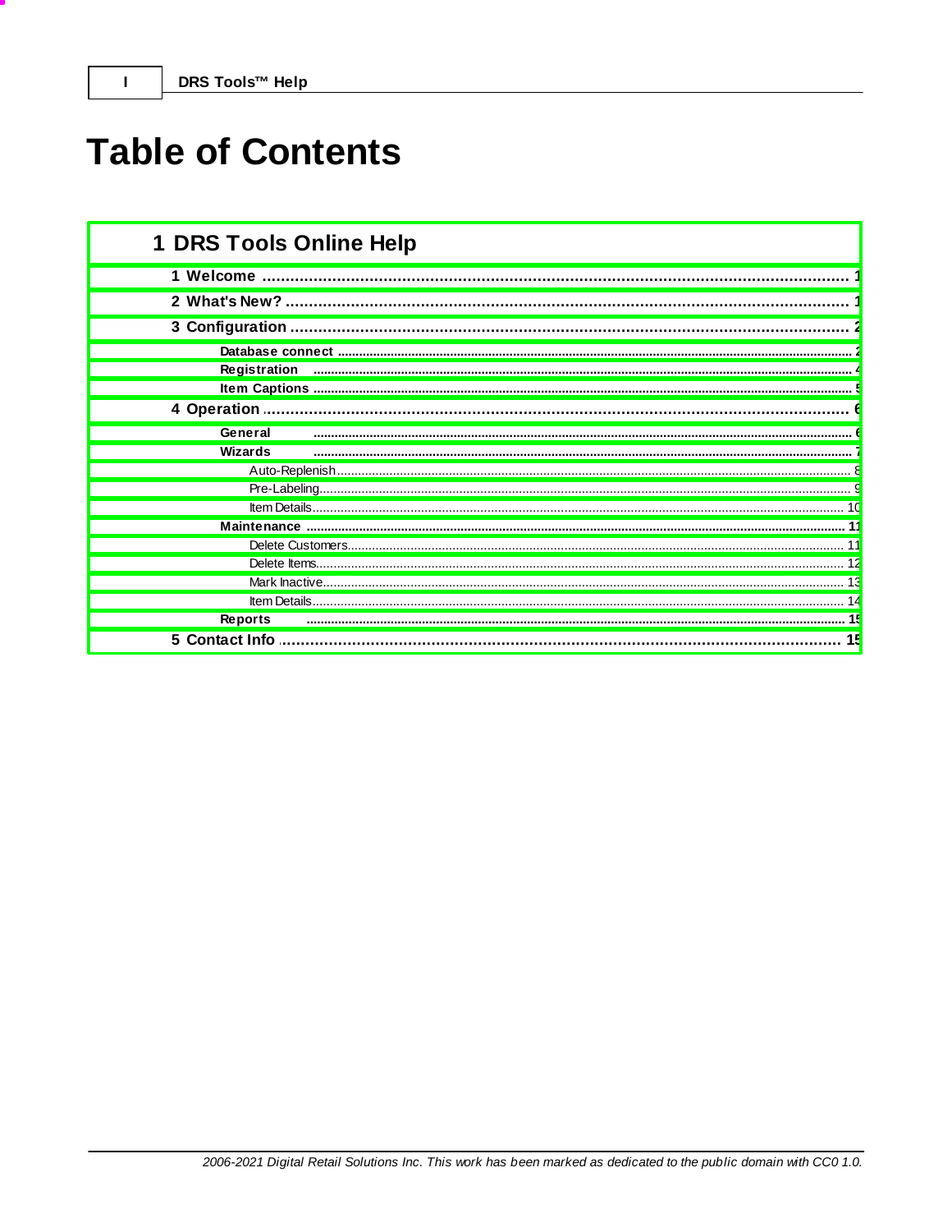# Table of Contents

## 1 DRS Tools Online Help

- 1 Welcome ........ 1
- 2 What's New? ........ 1
- 3 Configuration ........ 2
  - Database connect ........ 2
  - Registration ........ 4
  - Item Captions ........ 5
- 4 Operation ........ 6
  - General ........ 6
  - Wizards ........ 7
    - Auto-Replenish ........ 8
    - Pre-Labeling ........ 9
    - Item Details ........ 10
  - Maintenance ........ 11
    - Delete Customers ........ 11
    - Delete Items ........ 12
    - Mark Inactive ........ 13
    - Item Details ........ 14
  - Reports ........ 15
- 5 Contact Info ........ 15

*2006-2021 Digital Retail Solutions Inc. This work has been marked as dedicated to the public domain with CC0 1.0.*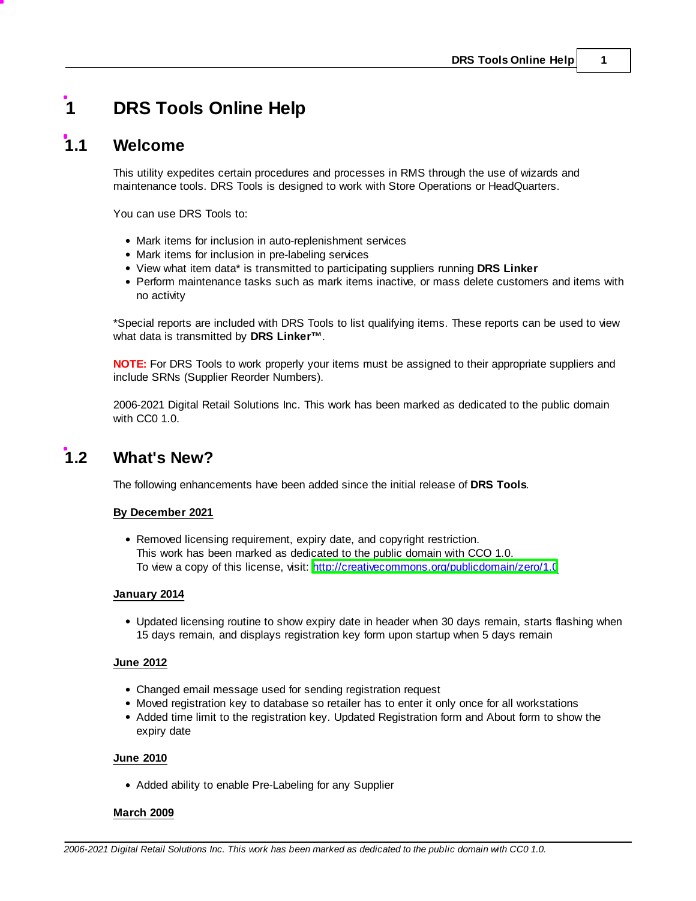# 1 DRS Tools Online Help

## 1.1 Welcome

This utility expedites certain procedures and processes in RMS through the use of wizards and maintenance tools. DRS Tools is designed to work with Store Operations or HeadQuarters.

You can use DRS Tools to:

- Mark items for inclusion in auto-replenishment services
- Mark items for inclusion in pre-labeling services
- View what item data* is transmitted to participating suppliers running **DRS Linker**
- Perform maintenance tasks such as mark items inactive, or mass delete customers and items with no activity

*Special reports are included with DRS Tools to list qualifying items. These reports can be used to view what data is transmitted by **DRS Linker™**.

**NOTE:** For DRS Tools to work properly your items must be assigned to their appropriate suppliers and include SRNs (Supplier Reorder Numbers).

2006-2021 Digital Retail Solutions Inc. This work has been marked as dedicated to the public domain with CC0 1.0.

## 1.2 What's New?

The following enhancements have been added since the initial release of **DRS Tools**.

**By December 2021**

- Removed licensing requirement, expiry date, and copyright restriction.
  This work has been marked as dedicated to the public domain with CCO 1.0.
  To view a copy of this license, visit: http://creativecommons.org/publicdomain/zero/1.0

**January 2014**

- Updated licensing routine to show expiry date in header when 30 days remain, starts flashing when 15 days remain, and displays registration key form upon startup when 5 days remain

**June 2012**

- Changed email message used for sending registration request
- Moved registration key to database so retailer has to enter it only once for all workstations
- Added time limit to the registration key. Updated Registration form and About form to show the expiry date

**June 2010**

- Added ability to enable Pre-Labeling for any Supplier

**March 2009**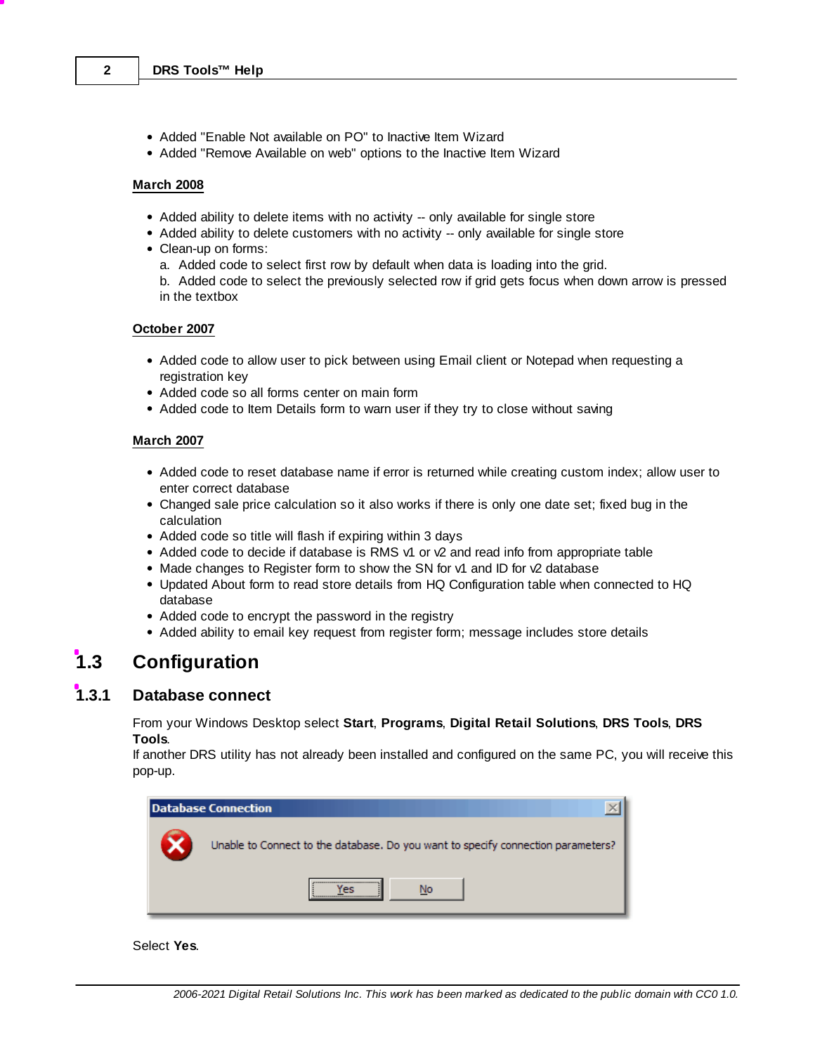- Added "Enable Not available on PO" to Inactive Item Wizard
- Added "Remove Available on web" options to the Inactive Item Wizard

**March 2008**

- Added ability to delete items with no activity -- only available for single store
- Added ability to delete customers with no activity -- only available for single store
- Clean-up on forms:
  a. Added code to select first row by default when data is loading into the grid.
  b. Added code to select the previously selected row if grid gets focus when down arrow is pressed in the textbox

**October 2007**

- Added code to allow user to pick between using Email client or Notepad when requesting a registration key
- Added code so all forms center on main form
- Added code to Item Details form to warn user if they try to close without saving

**March 2007**

- Added code to reset database name if error is returned while creating custom index; allow user to enter correct database
- Changed sale price calculation so it also works if there is only one date set; fixed bug in the calculation
- Added code so title will flash if expiring within 3 days
- Added code to decide if database is RMS v1 or v2 and read info from appropriate table
- Made changes to Register form to show the SN for v1 and ID for v2 database
- Updated About form to read store details from HQ Configuration table when connected to HQ database
- Added code to encrypt the password in the registry
- Added ability to email key request from register form; message includes store details

# 1.3 Configuration

## 1.3.1 Database connect

From your Windows Desktop select **Start**, **Programs**, **Digital Retail Solutions**, **DRS Tools**, **DRS Tools**.
If another DRS utility has not already been installed and configured on the same PC, you will receive this pop-up.

Database Connection

Unable to Connect to the database. Do you want to specify connection parameters?

Yes No

Select **Yes**.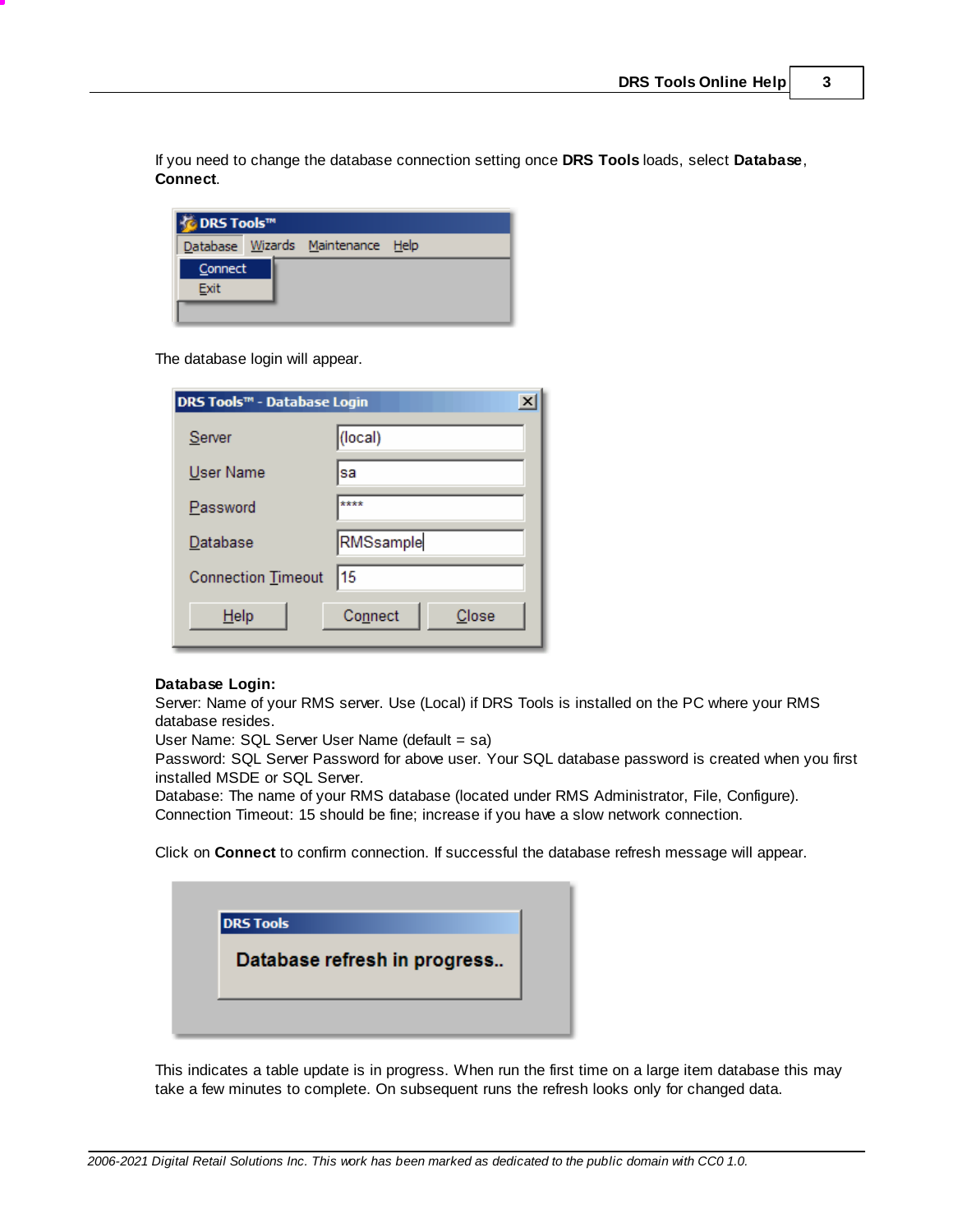If you need to change the database connection setting once **DRS Tools** loads, select **Database**, **Connect**.

The database login will appear.

**Database Login:**
Server: Name of your RMS server. Use (Local) if DRS Tools is installed on the PC where your RMS database resides.
User Name: SQL Server User Name (default = sa)
Password: SQL Server Password for above user. Your SQL database password is created when you first installed MSDE or SQL Server.
Database: The name of your RMS database (located under RMS Administrator, File, Configure).
Connection Timeout: 15 should be fine; increase if you have a slow network connection.

Click on **Connect** to confirm connection. If successful the database refresh message will appear.

This indicates a table update is in progress. When run the first time on a large item database this may take a few minutes to complete. On subsequent runs the refresh looks only for changed data.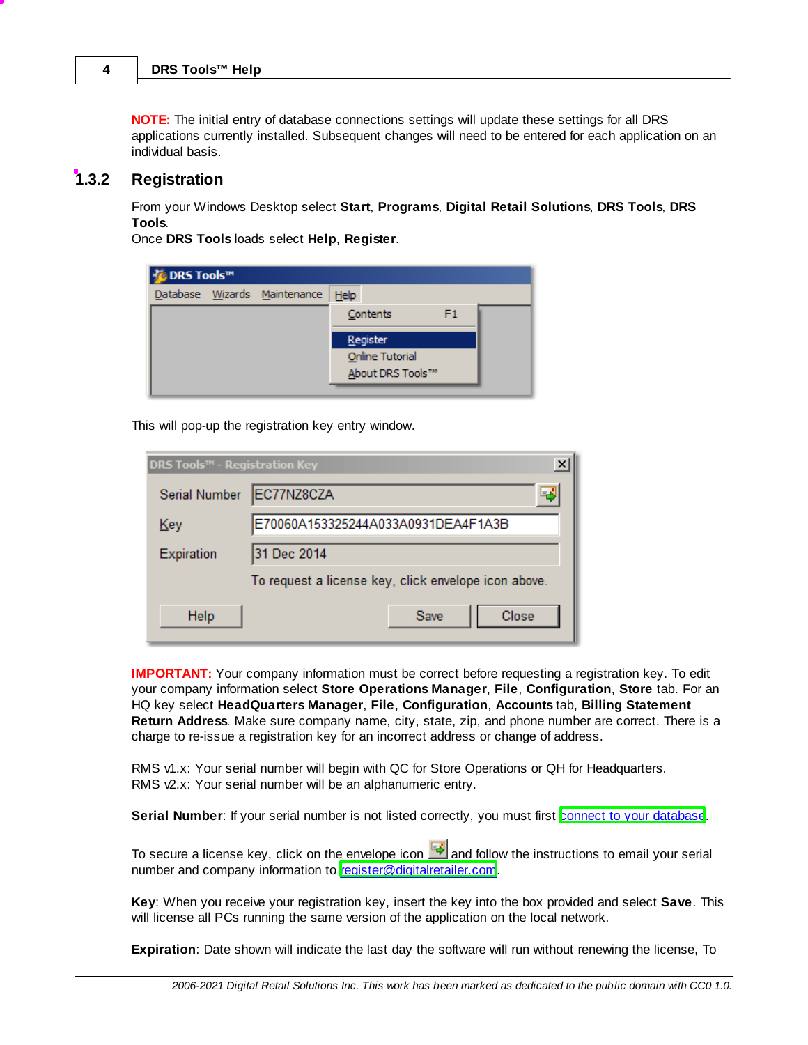**NOTE:** The initial entry of database connections settings will update these settings for all DRS applications currently installed. Subsequent changes will need to be entered for each application on an individual basis.

### 1.3.2 Registration

From your Windows Desktop select **Start**, **Programs**, **Digital Retail Solutions**, **DRS Tools**, **DRS Tools**.
Once **DRS Tools** loads select **Help**, **Register**.

This will pop-up the registration key entry window.

**IMPORTANT:** Your company information must be correct before requesting a registration key. To edit your company information select **Store Operations Manager**, **File**, **Configuration**, **Store** tab. For an HQ key select **HeadQuarters Manager**, **File**, **Configuration**, **Accounts** tab, **Billing Statement Return Address**. Make sure company name, city, state, zip, and phone number are correct. There is a charge to re-issue a registration key for an incorrect address or change of address.

RMS v1.x: Your serial number will begin with QC for Store Operations or QH for Headquarters.
RMS v2.x: Your serial number will be an alphanumeric entry.

**Serial Number**: If your serial number is not listed correctly, you must first connect to your database.

To secure a license key, click on the envelope icon and follow the instructions to email your serial number and company information to register@digitalretailer.com.

**Key**: When you receive your registration key, insert the key into the box provided and select **Save**. This will license all PCs running the same version of the application on the local network.

**Expiration**: Date shown will indicate the last day the software will run without renewing the license, To

*2006-2021 Digital Retail Solutions Inc. This work has been marked as dedicated to the public domain with CC0 1.0.*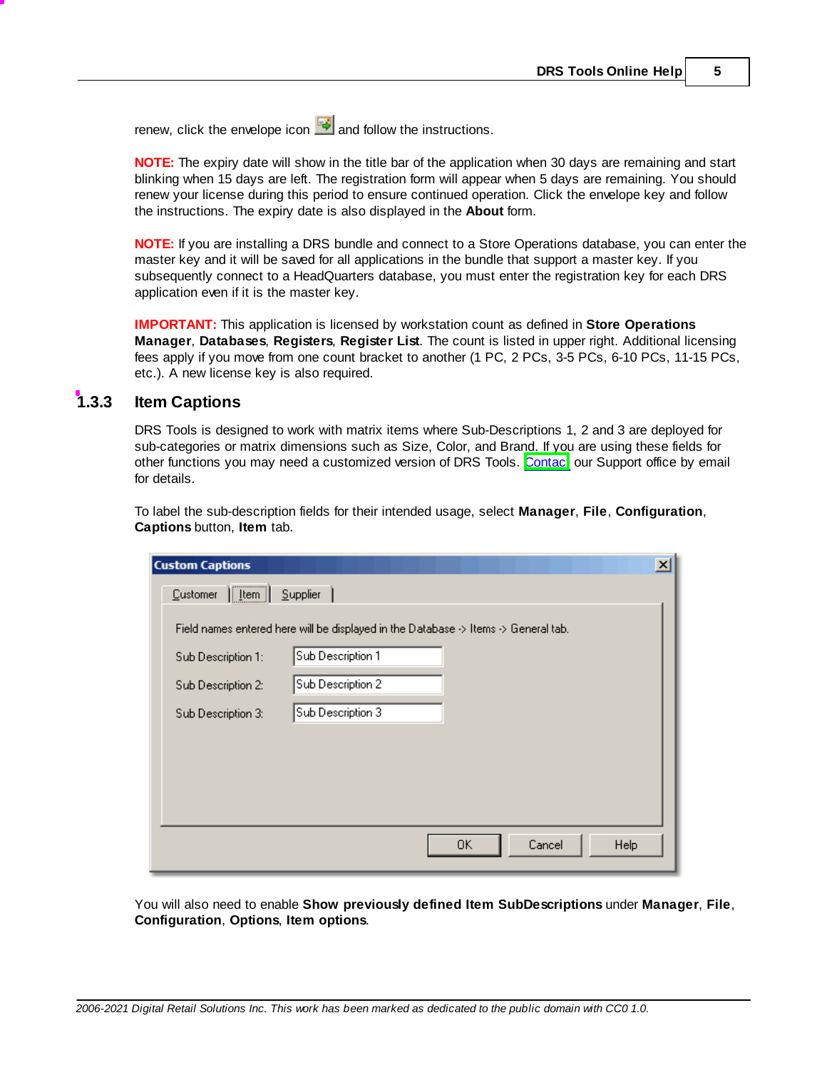renew, click the envelope icon and follow the instructions.

**NOTE:** The expiry date will show in the title bar of the application when 30 days are remaining and start blinking when 15 days are left. The registration form will appear when 5 days are remaining. You should renew your license during this period to ensure continued operation. Click the envelope key and follow the instructions. The expiry date is also displayed in the **About** form.

**NOTE:** If you are installing a DRS bundle and connect to a Store Operations database, you can enter the master key and it will be saved for all applications in the bundle that support a master key. If you subsequently connect to a HeadQuarters database, you must enter the registration key for each DRS application even if it is the master key.

**IMPORTANT:** This application is licensed by workstation count as defined in **Store Operations Manager**, **Databases**, **Registers**, **Register List**. The count is listed in upper right. Additional licensing fees apply if you move from one count bracket to another (1 PC, 2 PCs, 3-5 PCs, 6-10 PCs, 11-15 PCs, etc.). A new license key is also required.

### 1.3.3 Item Captions

DRS Tools is designed to work with matrix items where Sub-Descriptions 1, 2 and 3 are deployed for sub-categories or matrix dimensions such as Size, Color, and Brand. If you are using these fields for other functions you may need a customized version of DRS Tools. Contact our Support office by email for details.

To label the sub-description fields for their intended usage, select **Manager**, **File**, **Configuration**, **Captions** button, **Item** tab.

Custom Captions

Customer | Item | Supplier

Field names entered here will be displayed in the Database -> Items -> General tab.

Sub Description 1: Sub Description 1

Sub Description 2: Sub Description 2

Sub Description 3: Sub Description 3

OK | Cancel | Help

You will also need to enable **Show previously defined Item SubDescriptions** under **Manager**, **File**, **Configuration**, **Options**, **Item options**.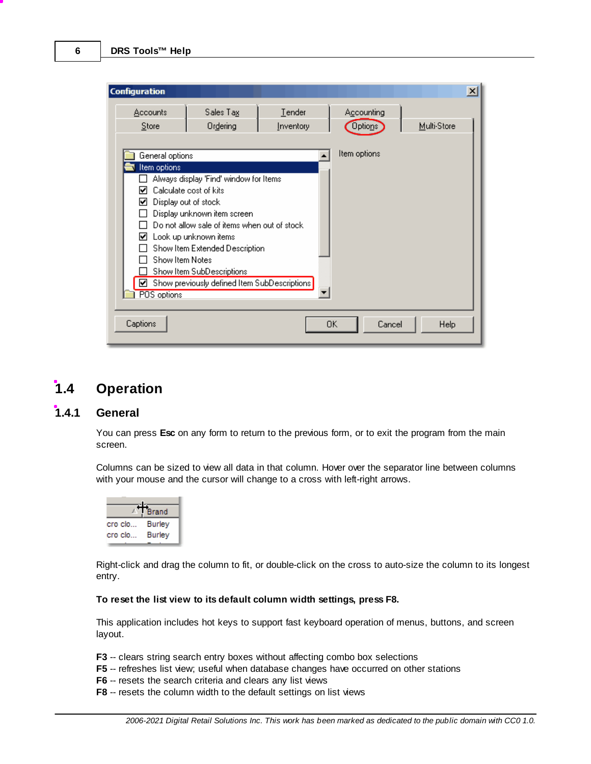## 1.4 Operation

### 1.4.1 General

You can press **Esc** on any form to return to the previous form, or to exit the program from the main screen.

Columns can be sized to view all data in that column. Hover over the separator line between columns with your mouse and the cursor will change to a cross with left-right arrows.

Right-click and drag the column to fit, or double-click on the cross to auto-size the column to its longest entry.

**To reset the list view to its default column width settings, press F8.**

This application includes hot keys to support fast keyboard operation of menus, buttons, and screen layout.

**F3** -- clears string search entry boxes without affecting combo box selections
**F5** -- refreshes list view; useful when database changes have occurred on other stations
**F6** -- resets the search criteria and clears any list views
**F8** -- resets the column width to the default settings on list views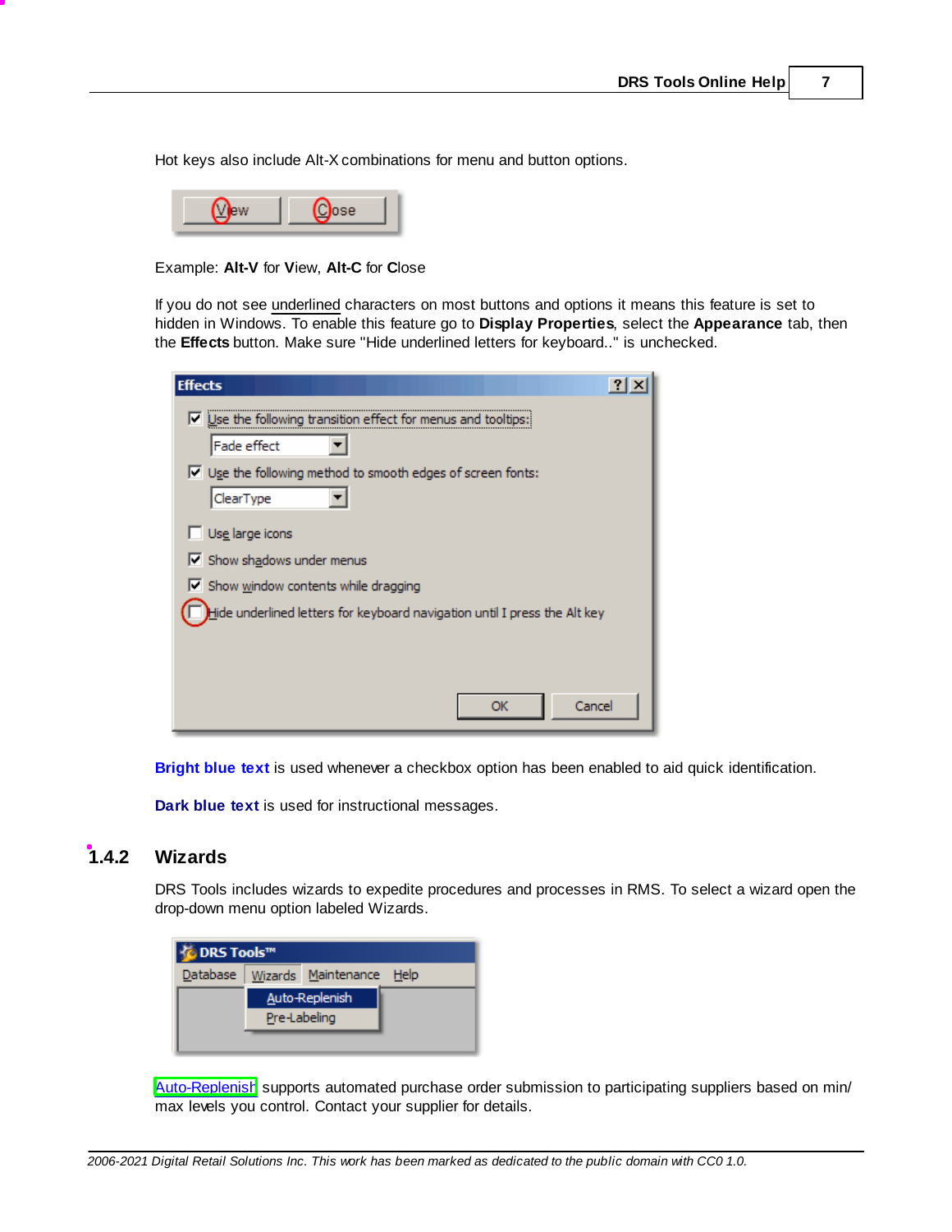Hot keys also include Alt-X combinations for menu and button options.

Example: **Alt-V** for **V**iew, **Alt-C** for **C**lose

If you do not see underlined characters on most buttons and options it means this feature is set to hidden in Windows. To enable this feature go to **Display Properties**, select the **Appearance** tab, then the **Effects** button. Make sure "Hide underlined letters for keyboard.." is unchecked.

**Bright blue text** is used whenever a checkbox option has been enabled to aid quick identification.

**Dark blue text** is used for instructional messages.

## 1.4.2 Wizards

DRS Tools includes wizards to expedite procedures and processes in RMS. To select a wizard open the drop-down menu option labeled Wizards.

Auto-Replenish supports automated purchase order submission to participating suppliers based on min/max levels you control. Contact your supplier for details.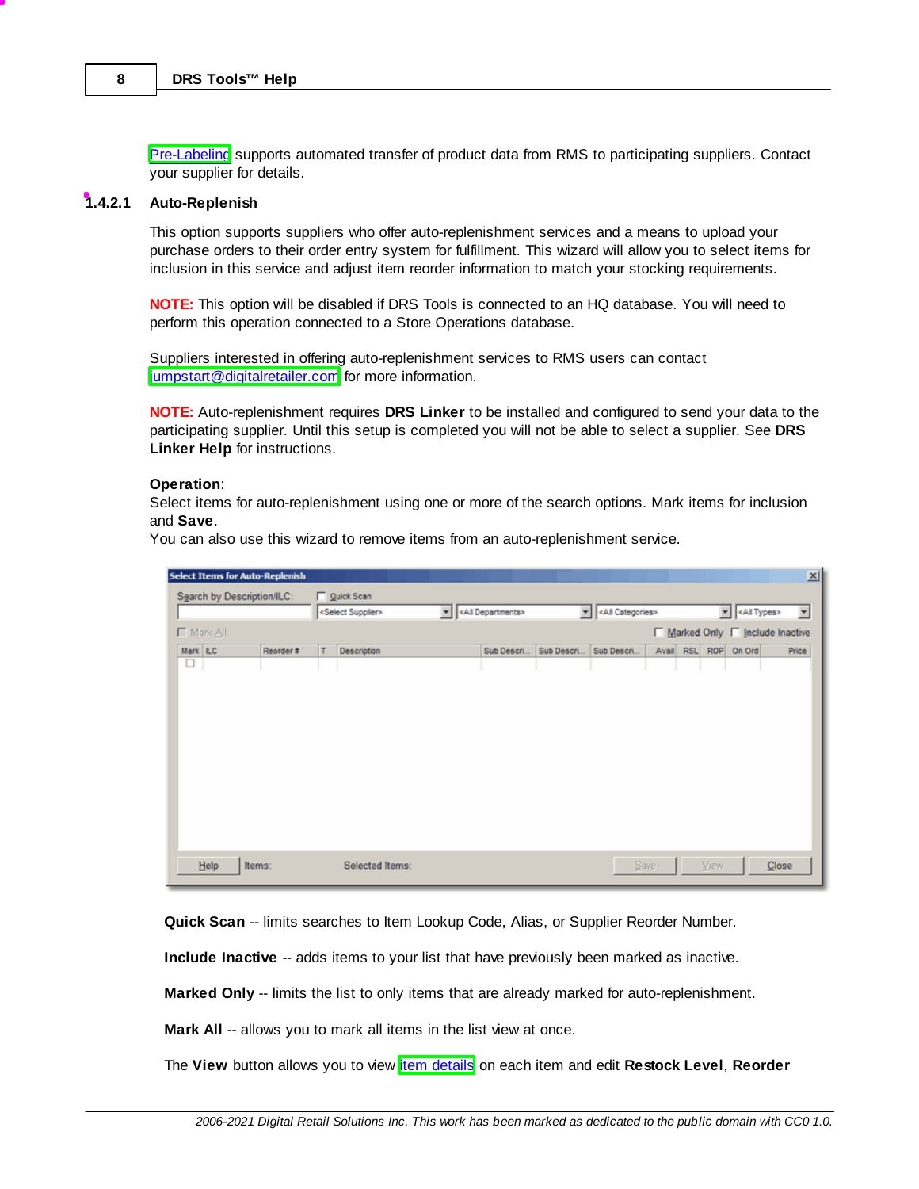[Pre-Labeling] supports automated transfer of product data from RMS to participating suppliers. Contact your supplier for details.

### 1.4.2.1 Auto-Replenish

This option supports suppliers who offer auto-replenishment services and a means to upload your purchase orders to their order entry system for fulfillment. This wizard will allow you to select items for inclusion in this service and adjust item reorder information to match your stocking requirements.

**NOTE:** This option will be disabled if DRS Tools is connected to an HQ database. You will need to perform this operation connected to a Store Operations database.

Suppliers interested in offering auto-replenishment services to RMS users can contact jumpstart@digitalretailer.com for more information.

**NOTE:** Auto-replenishment requires **DRS Linker** to be installed and configured to send your data to the participating supplier. Until this setup is completed you will not be able to select a supplier. See **DRS Linker Help** for instructions.

**Operation**:
Select items for auto-replenishment using one or more of the search options. Mark items for inclusion and **Save**.
You can also use this wizard to remove items from an auto-replenishment service.

**Quick Scan** -- limits searches to Item Lookup Code, Alias, or Supplier Reorder Number.

**Include Inactive** -- adds items to your list that have previously been marked as inactive.

**Marked Only** -- limits the list to only items that are already marked for auto-replenishment.

**Mark All** -- allows you to mark all items in the list view at once.

The **View** button allows you to view item details on each item and edit **Restock Level**, **Reorder**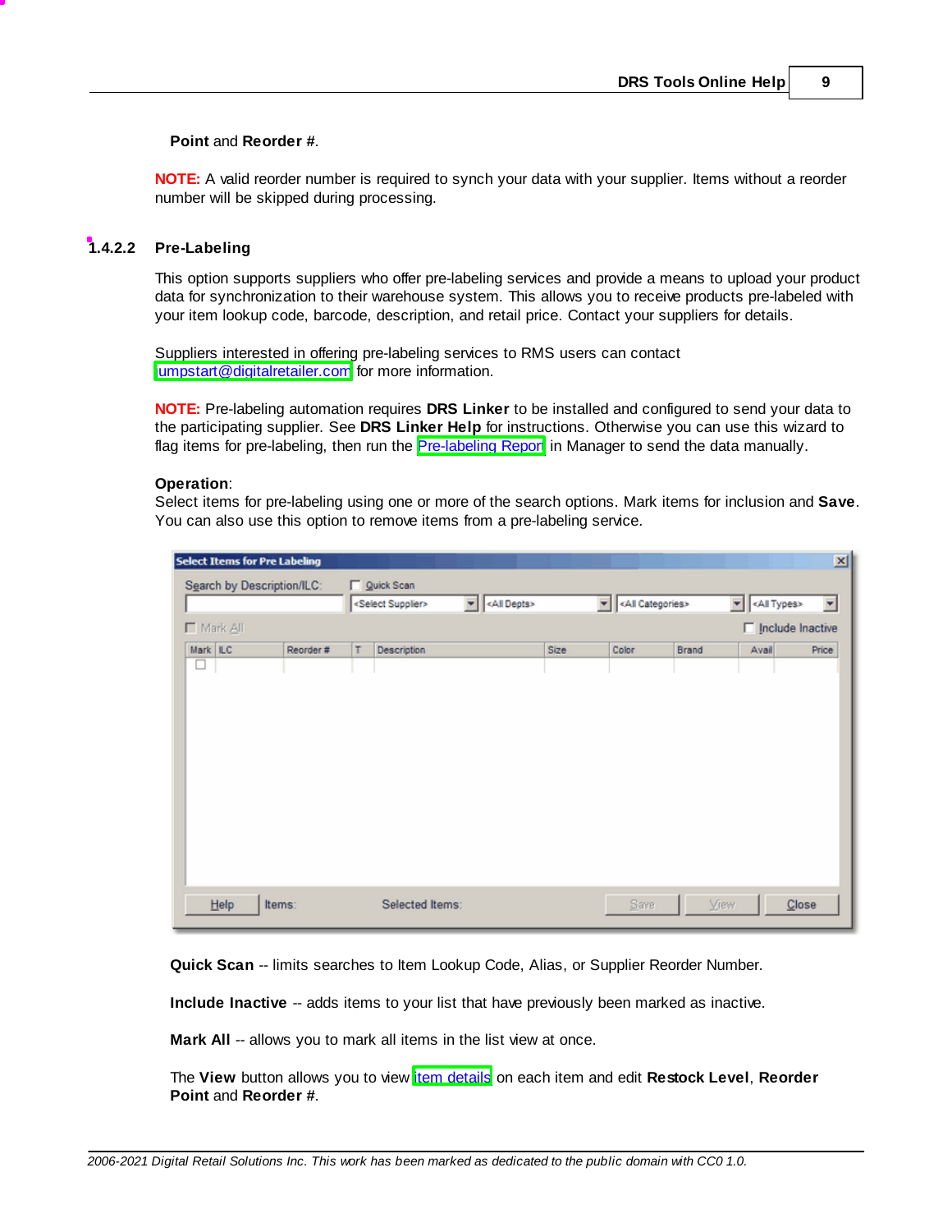**Point** and **Reorder #**.

**NOTE:** A valid reorder number is required to synch your data with your supplier. Items without a reorder number will be skipped during processing.

### 1.4.2.2 Pre-Labeling

This option supports suppliers who offer pre-labeling services and provide a means to upload your product data for synchronization to their warehouse system. This allows you to receive products pre-labeled with your item lookup code, barcode, description, and retail price. Contact your suppliers for details.

Suppliers interested in offering pre-labeling services to RMS users can contact jumpstart@digitalretailer.com for more information.

**NOTE:** Pre-labeling automation requires **DRS Linker** to be installed and configured to send your data to the participating supplier. See **DRS Linker Help** for instructions. Otherwise you can use this wizard to flag items for pre-labeling, then run the Pre-labeling Report in Manager to send the data manually.

**Operation**:
Select items for pre-labeling using one or more of the search options. Mark items for inclusion and **Save**. You can also use this option to remove items from a pre-labeling service.

**Quick Scan** -- limits searches to Item Lookup Code, Alias, or Supplier Reorder Number.

**Include Inactive** -- adds items to your list that have previously been marked as inactive.

**Mark All** -- allows you to mark all items in the list view at once.

The **View** button allows you to view item details on each item and edit **Restock Level**, **Reorder Point** and **Reorder #**.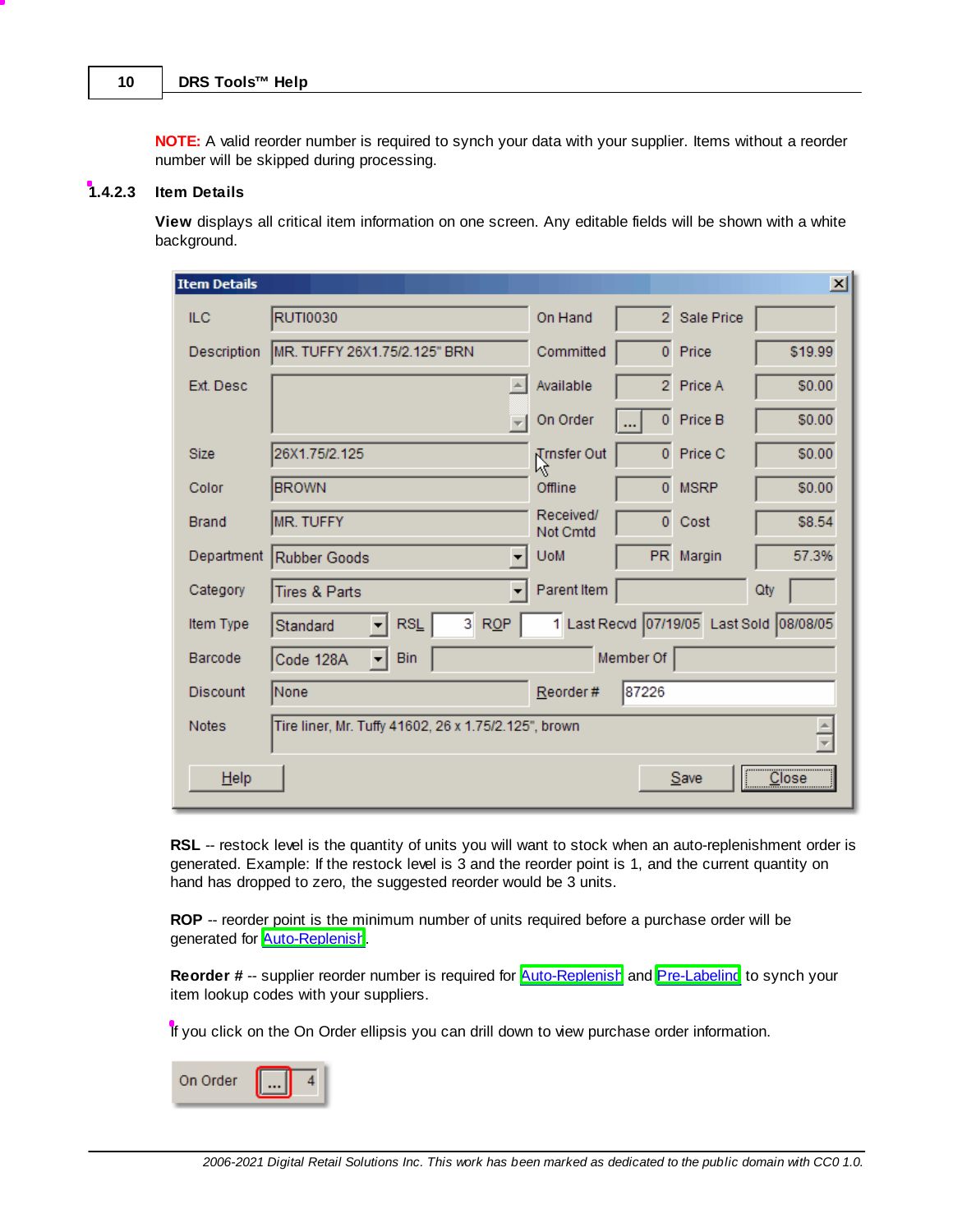**NOTE:** A valid reorder number is required to synch your data with your supplier. Items without a reorder number will be skipped during processing.

### 1.4.2.3 Item Details

**View** displays all critical item information on one screen. Any editable fields will be shown with a white background.

**RSL** -- restock level is the quantity of units you will want to stock when an auto-replenishment order is generated. Example: If the restock level is 3 and the reorder point is 1, and the current quantity on hand has dropped to zero, the suggested reorder would be 3 units.

**ROP** -- reorder point is the minimum number of units required before a purchase order will be generated for Auto-Replenish.

**Reorder #** -- supplier reorder number is required for Auto-Replenish and Pre-Labeling to synch your item lookup codes with your suppliers.

If you click on the On Order ellipsis you can drill down to view purchase order information.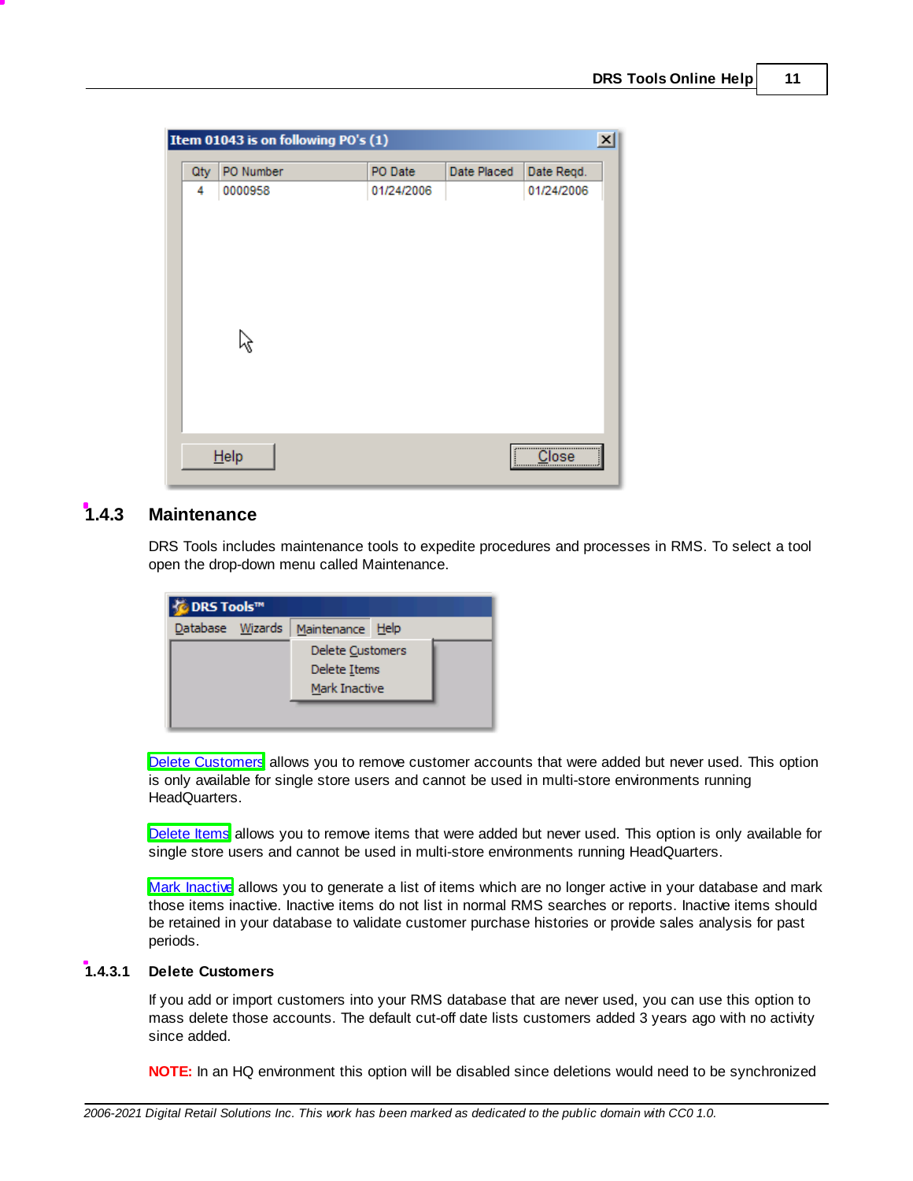### 1.4.3 Maintenance

DRS Tools includes maintenance tools to expedite procedures and processes in RMS. To select a tool open the drop-down menu called Maintenance.

Delete Customers allows you to remove customer accounts that were added but never used. This option is only available for single store users and cannot be used in multi-store environments running HeadQuarters.

Delete Items allows you to remove items that were added but never used. This option is only available for single store users and cannot be used in multi-store environments running HeadQuarters.

Mark Inactive allows you to generate a list of items which are no longer active in your database and mark those items inactive. Inactive items do not list in normal RMS searches or reports. Inactive items should be retained in your database to validate customer purchase histories or provide sales analysis for past periods.

#### 1.4.3.1 Delete Customers

If you add or import customers into your RMS database that are never used, you can use this option to mass delete those accounts. The default cut-off date lists customers added 3 years ago with no activity since added.

**NOTE:** In an HQ environment this option will be disabled since deletions would need to be synchronized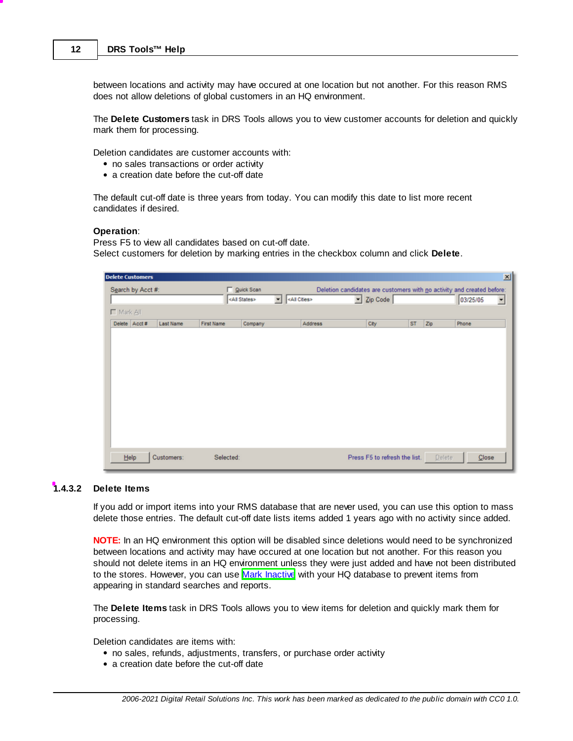between locations and activity may have occured at one location but not another. For this reason RMS does not allow deletions of global customers in an HQ environment.

The **Delete Customers** task in DRS Tools allows you to view customer accounts for deletion and quickly mark them for processing.

Deletion candidates are customer accounts with:

- no sales transactions or order activity
- a creation date before the cut-off date

The default cut-off date is three years from today. You can modify this date to list more recent candidates if desired.

**Operation**:
Press F5 to view all candidates based on cut-off date.
Select customers for deletion by marking entries in the checkbox column and click **Delete**.

### 1.4.3.2 Delete Items

If you add or import items into your RMS database that are never used, you can use this option to mass delete those entries. The default cut-off date lists items added 1 years ago with no activity since added.

**NOTE:** In an HQ environment this option will be disabled since deletions would need to be synchronized between locations and activity may have occured at one location but not another. For this reason you should not delete items in an HQ environment unless they were just added and have not been distributed to the stores. However, you can use Mark Inactive with your HQ database to prevent items from appearing in standard searches and reports.

The **Delete Items** task in DRS Tools allows you to view items for deletion and quickly mark them for processing.

Deletion candidates are items with:

- no sales, refunds, adjustments, transfers, or purchase order activity
- a creation date before the cut-off date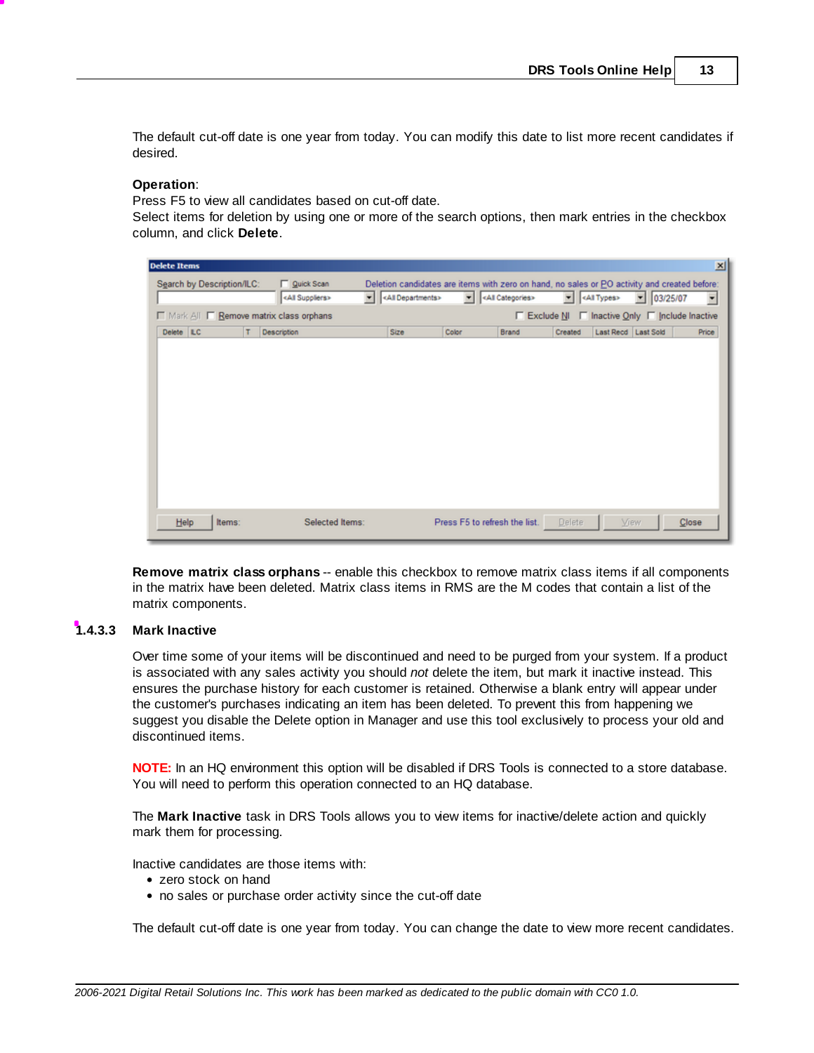The default cut-off date is one year from today. You can modify this date to list more recent candidates if desired.

**Operation**:
Press F5 to view all candidates based on cut-off date.
Select items for deletion by using one or more of the search options, then mark entries in the checkbox column, and click **Delete**.

**Remove matrix class orphans** -- enable this checkbox to remove matrix class items if all components in the matrix have been deleted. Matrix class items in RMS are the M codes that contain a list of the matrix components.

### 1.4.3.3 Mark Inactive

Over time some of your items will be discontinued and need to be purged from your system. If a product is associated with any sales activity you should *not* delete the item, but mark it inactive instead. This ensures the purchase history for each customer is retained. Otherwise a blank entry will appear under the customer's purchases indicating an item has been deleted. To prevent this from happening we suggest you disable the Delete option in Manager and use this tool exclusively to process your old and discontinued items.

**NOTE:** In an HQ environment this option will be disabled if DRS Tools is connected to a store database. You will need to perform this operation connected to an HQ database.

The **Mark Inactive** task in DRS Tools allows you to view items for inactive/delete action and quickly mark them for processing.

Inactive candidates are those items with:
- zero stock on hand
- no sales or purchase order activity since the cut-off date

The default cut-off date is one year from today. You can change the date to view more recent candidates.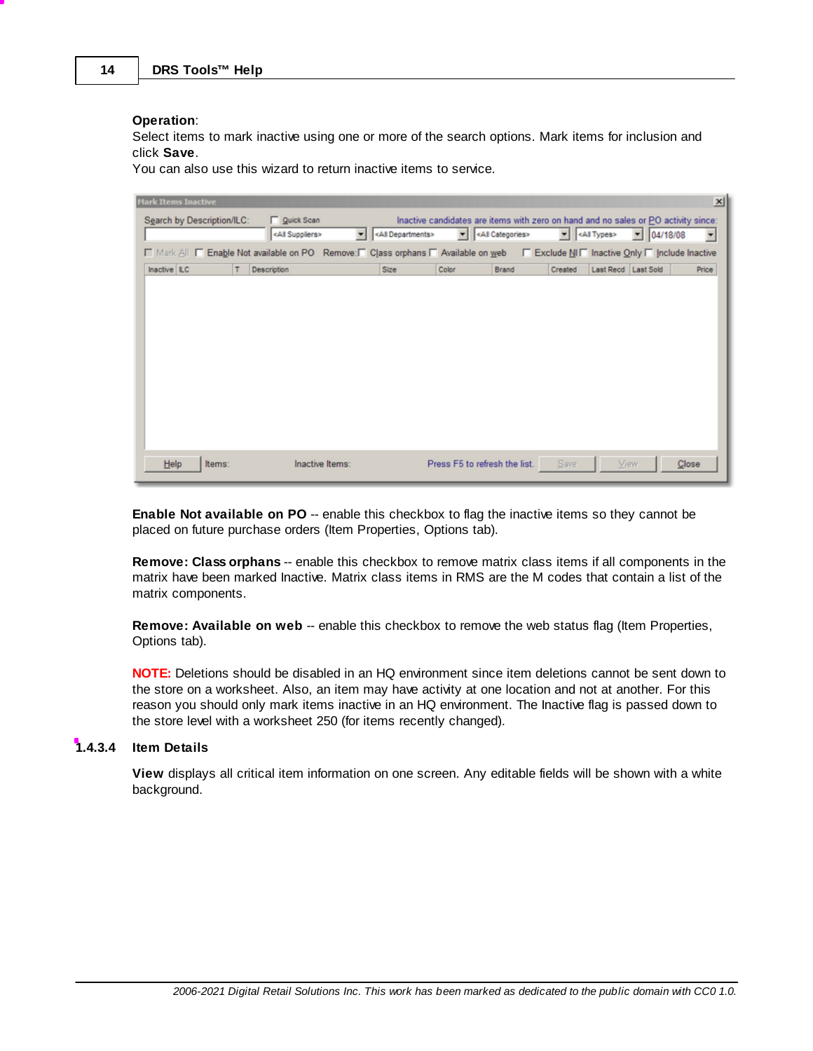**Operation**:
Select items to mark inactive using one or more of the search options. Mark items for inclusion and click **Save**.
You can also use this wizard to return inactive items to service.

**Enable Not available on PO** -- enable this checkbox to flag the inactive items so they cannot be placed on future purchase orders (Item Properties, Options tab).

**Remove: Class orphans** -- enable this checkbox to remove matrix class items if all components in the matrix have been marked Inactive. Matrix class items in RMS are the M codes that contain a list of the matrix components.

**Remove: Available on web** -- enable this checkbox to remove the web status flag (Item Properties, Options tab).

**NOTE:** Deletions should be disabled in an HQ environment since item deletions cannot be sent down to the store on a worksheet. Also, an item may have activity at one location and not at another. For this reason you should only mark items inactive in an HQ environment. The Inactive flag is passed down to the store level with a worksheet 250 (for items recently changed).

### 1.4.3.4 Item Details

**View** displays all critical item information on one screen. Any editable fields will be shown with a white background.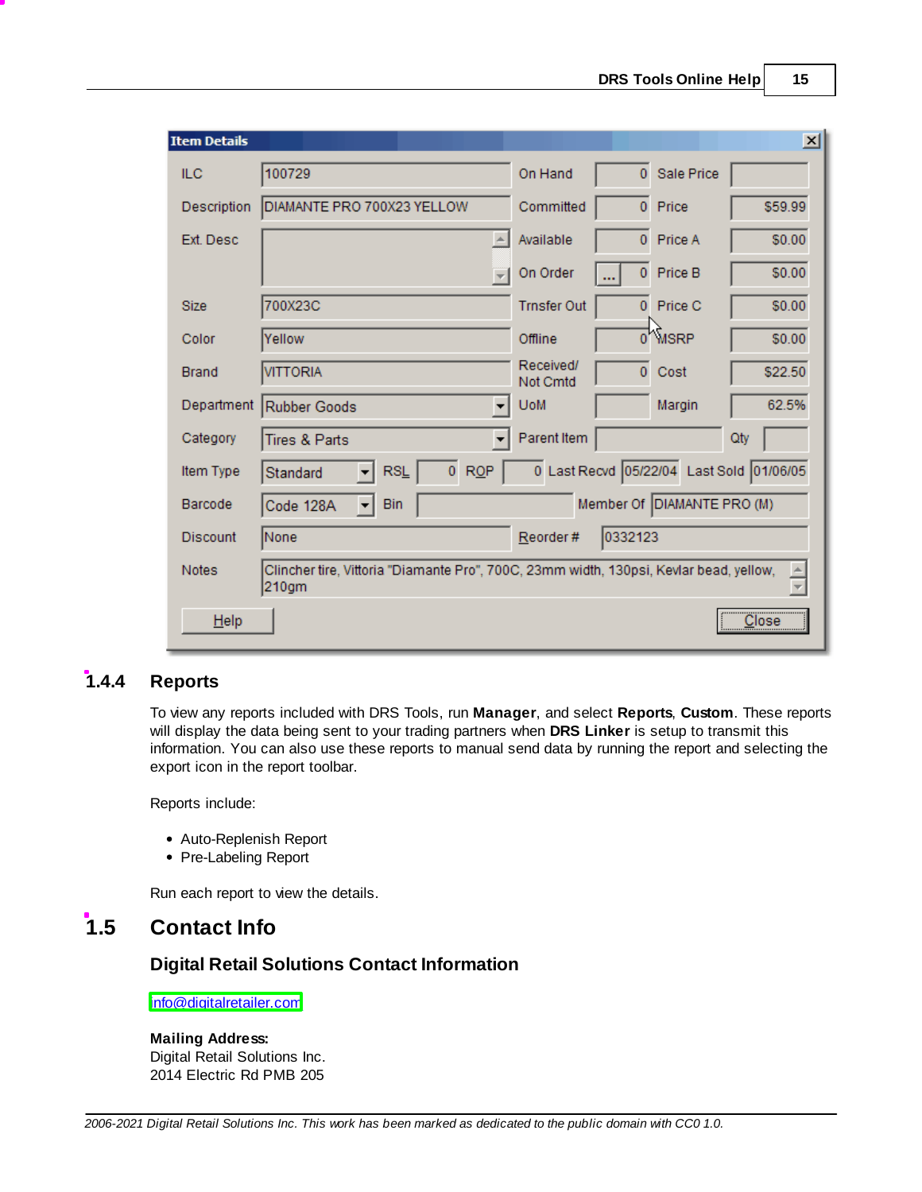## 1.4.4 Reports

To view any reports included with DRS Tools, run **Manager**, and select **Reports**, **Custom**. These reports will display the data being sent to your trading partners when **DRS Linker** is setup to transmit this information. You can also use these reports to manual send data by running the report and selecting the export icon in the report toolbar.

Reports include:

- Auto-Replenish Report
- Pre-Labeling Report

Run each report to view the details.

# 1.5 Contact Info

### Digital Retail Solutions Contact Information

info@digitalretailer.com

**Mailing Address:**
Digital Retail Solutions Inc.
2014 Electric Rd PMB 205

*2006-2021 Digital Retail Solutions Inc. This work has been marked as dedicated to the public domain with CC0 1.0.*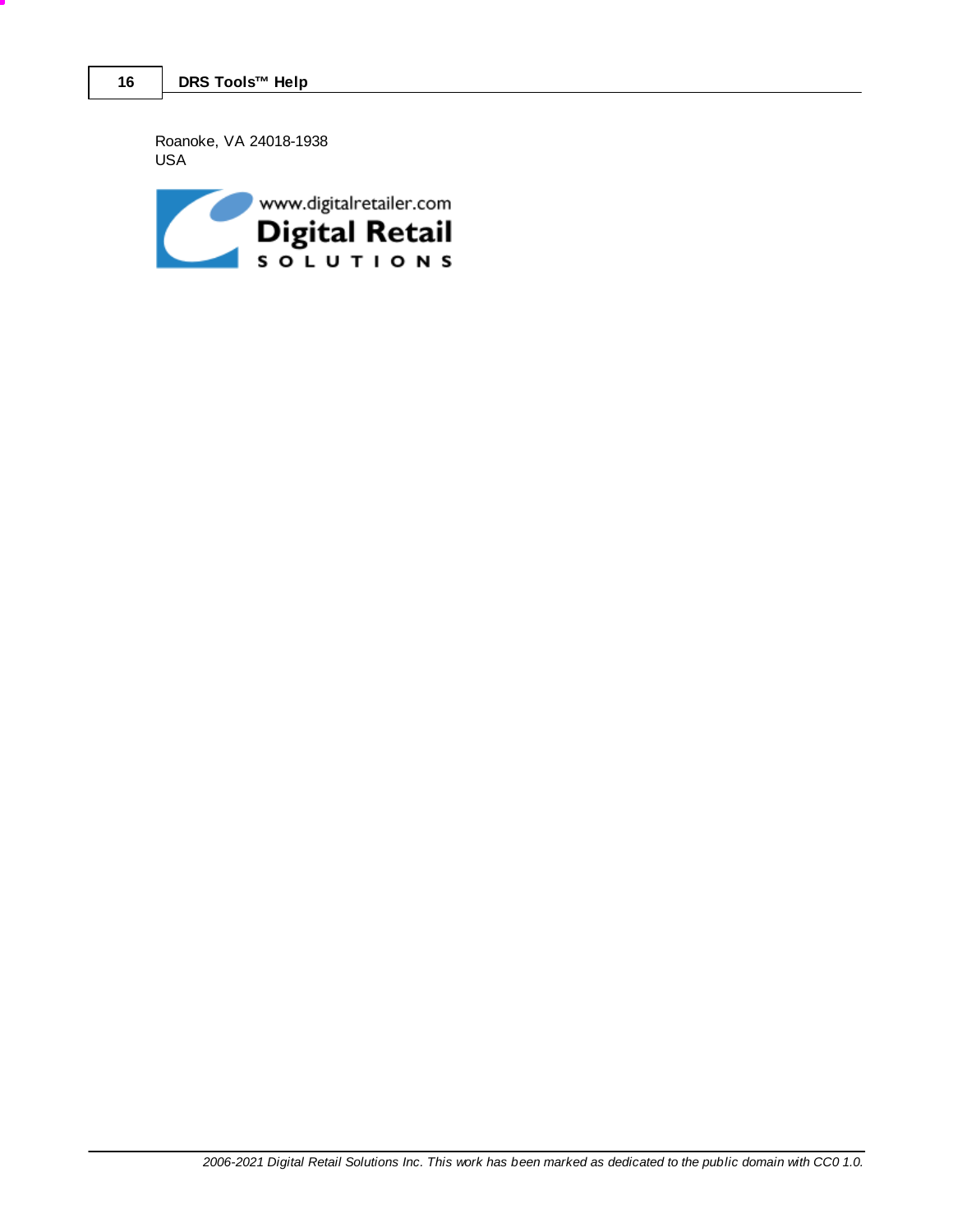Roanoke, VA 24018-1938
USA

www.digitalretailer.com
Digital Retail
SOLUTIONS